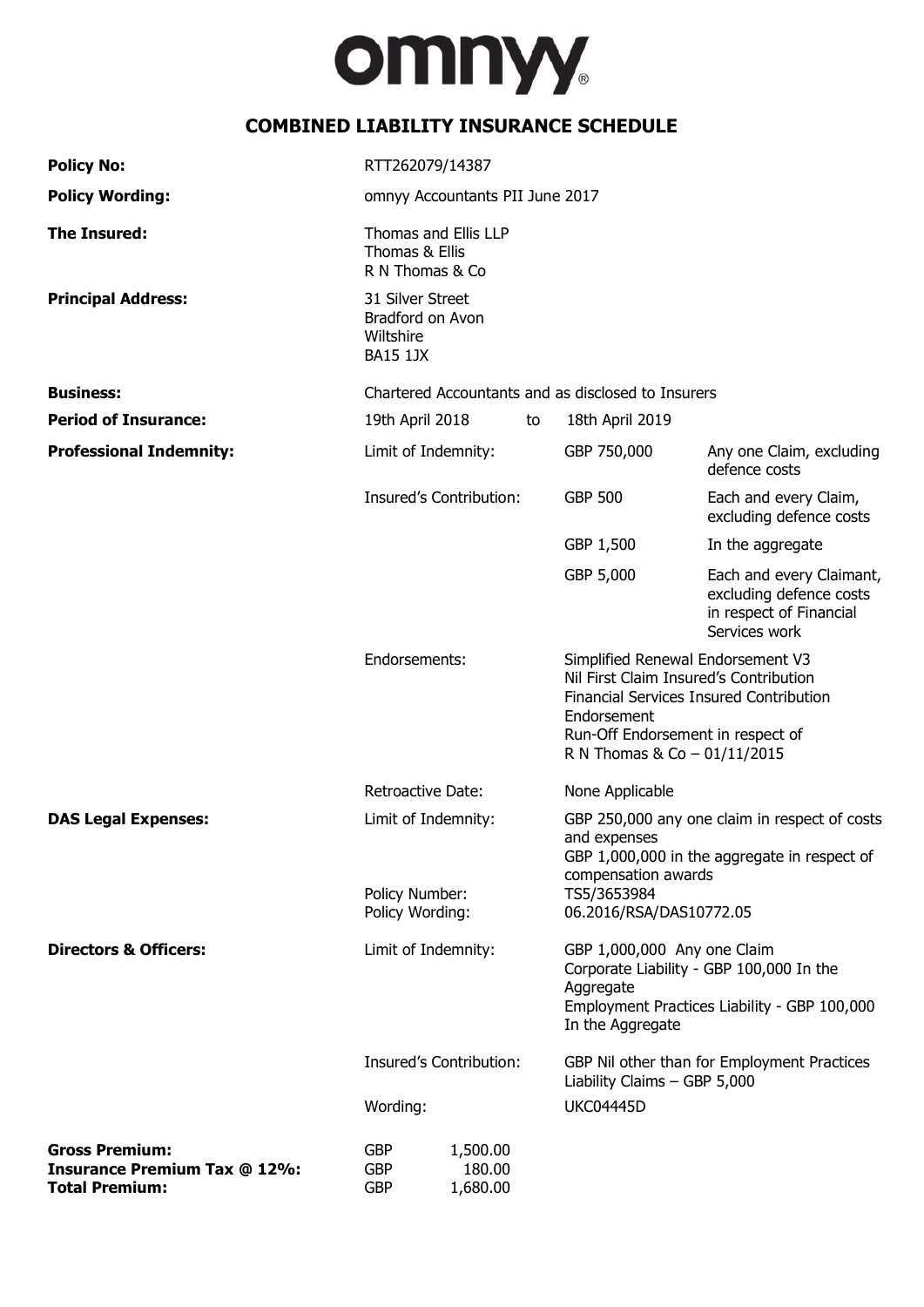# omnyy

## COMBINED LIABILITY INSURANCE SCHEDULE

| | | | |
|---|---|---|---|
| **Policy No:** | RTT262079/14387 | | |
| **Policy Wording:** | omnyy Accountants PII June 2017 | | |
| **The Insured:** | Thomas and Ellis LLP<br>Thomas & Ellis<br>R N Thomas & Co | | |
| **Principal Address:** | 31 Silver Street<br>Bradford on Avon<br>Wiltshire<br>BA15 1JX | | |
| **Business:** | Chartered Accountants and as disclosed to Insurers | | |
| **Period of Insurance:** | 19th April 2018 to | 18th April 2019 | |
| **Professional Indemnity:** | Limit of Indemnity: | GBP 750,000 | Any one Claim, excluding defence costs |
| | Insured's Contribution: | GBP 500 | Each and every Claim, excluding defence costs |
| | | GBP 1,500 | In the aggregate |
| | | GBP 5,000 | Each and every Claimant, excluding defence costs in respect of Financial Services work |
| | Endorsements: | Simplified Renewal Endorsement V3<br>Nil First Claim Insured's Contribution<br>Financial Services Insured Contribution Endorsement<br>Run-Off Endorsement in respect of R N Thomas & Co – 01/11/2015 | |
| | Retroactive Date: | None Applicable | |
| **DAS Legal Expenses:** | Limit of Indemnity: | GBP 250,000 any one claim in respect of costs and expenses<br>GBP 1,000,000 in the aggregate in respect of compensation awards | |
| | Policy Number: | TS5/3653984 | |
| | Policy Wording: | 06.2016/RSA/DAS10772.05 | |
| **Directors & Officers:** | Limit of Indemnity: | GBP 1,000,000 Any one Claim<br>Corporate Liability - GBP 100,000 In the Aggregate<br>Employment Practices Liability - GBP 100,000 In the Aggregate | |
| | Insured's Contribution: | GBP Nil other than for Employment Practices Liability Claims – GBP 5,000 | |
| | Wording: | UKC04445D | |

| | | |
|---|---|---|
| **Gross Premium:** | GBP | 1,500.00 |
| **Insurance Premium Tax @ 12%:** | GBP | 180.00 |
| **Total Premium:** | GBP | 1,680.00 |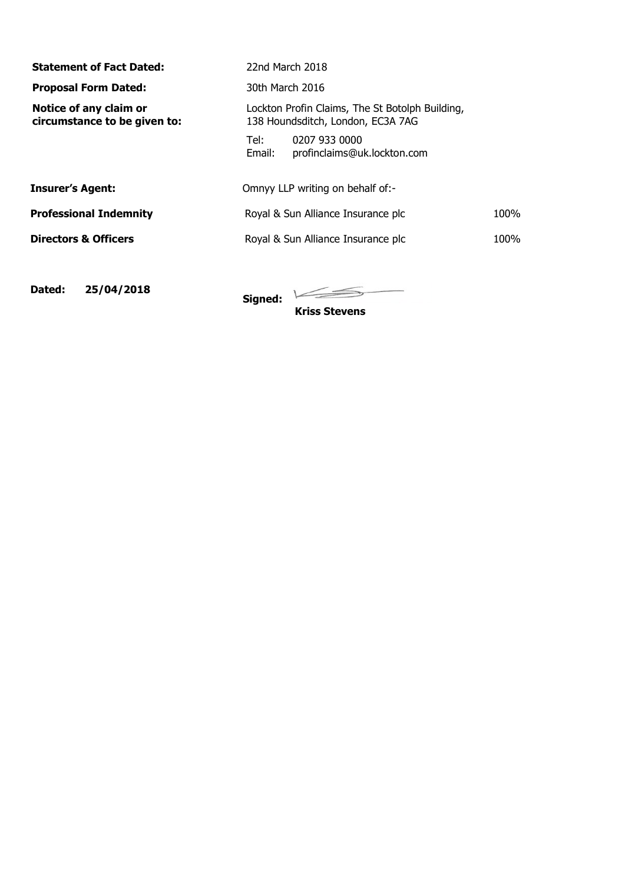**Statement of Fact Dated:** 22nd March 2018

**Proposal Form Dated:** 30th March 2016

**Notice of any claim or circumstance to be given to:** Lockton Profin Claims, The St Botolph Building, 138 Houndsditch, London, EC3A 7AG

Tel: 0207 933 0000
Email: profinclaims@uk.lockton.com

**Insurer's Agent:** Omnyy LLP writing on behalf of:-

| | | |
|---|---|---|
| **Professional Indemnity** | Royal & Sun Alliance Insurance plc | 100% |
| **Directors & Officers** | Royal & Sun Alliance Insurance plc | 100% |

**Dated: 25/04/2018**

**Signed:**

**Kriss Stevens**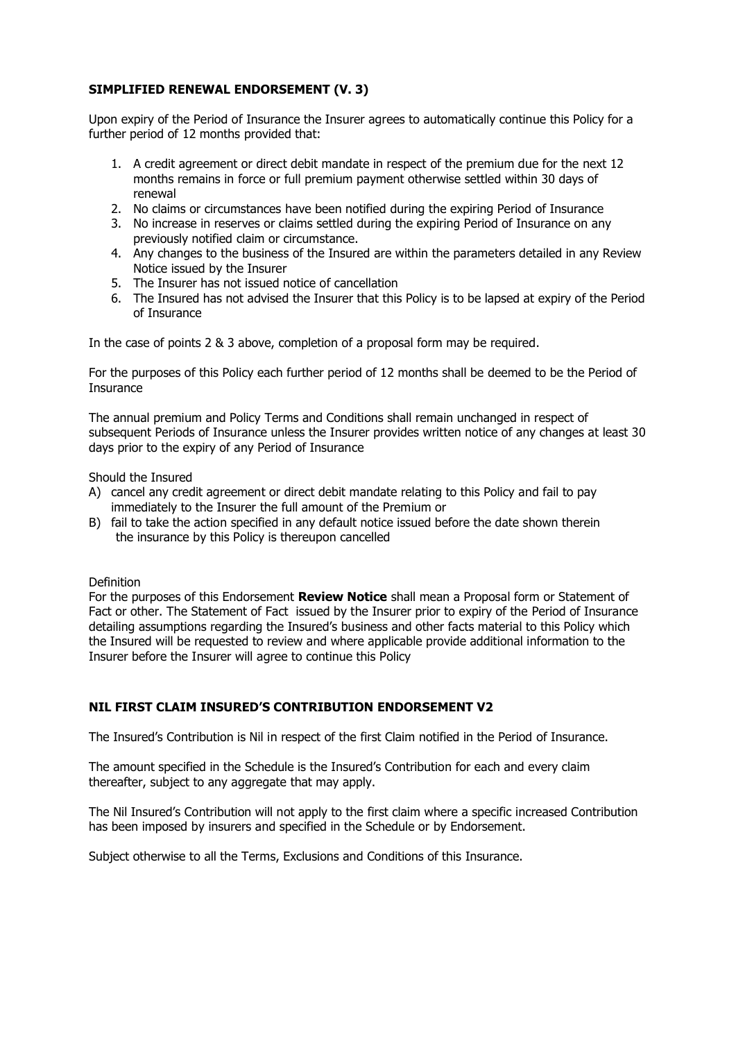**SIMPLIFIED RENEWAL ENDORSEMENT (V. 3)**

Upon expiry of the Period of Insurance the Insurer agrees to automatically continue this Policy for a further period of 12 months provided that:

1. A credit agreement or direct debit mandate in respect of the premium due for the next 12 months remains in force or full premium payment otherwise settled within 30 days of renewal
2. No claims or circumstances have been notified during the expiring Period of Insurance
3. No increase in reserves or claims settled during the expiring Period of Insurance on any previously notified claim or circumstance.
4. Any changes to the business of the Insured are within the parameters detailed in any Review Notice issued by the Insurer
5. The Insurer has not issued notice of cancellation
6. The Insured has not advised the Insurer that this Policy is to be lapsed at expiry of the Period of Insurance

In the case of points 2 & 3 above, completion of a proposal form may be required.

For the purposes of this Policy each further period of 12 months shall be deemed to be the Period of Insurance

The annual premium and Policy Terms and Conditions shall remain unchanged in respect of subsequent Periods of Insurance unless the Insurer provides written notice of any changes at least 30 days prior to the expiry of any Period of Insurance

Should the Insured

A) cancel any credit agreement or direct debit mandate relating to this Policy and fail to pay immediately to the Insurer the full amount of the Premium or
B) fail to take the action specified in any default notice issued before the date shown therein the insurance by this Policy is thereupon cancelled

Definition

For the purposes of this Endorsement **Review Notice** shall mean a Proposal form or Statement of Fact or other. The Statement of Fact issued by the Insurer prior to expiry of the Period of Insurance detailing assumptions regarding the Insured's business and other facts material to this Policy which the Insured will be requested to review and where applicable provide additional information to the Insurer before the Insurer will agree to continue this Policy

**NIL FIRST CLAIM INSURED'S CONTRIBUTION ENDORSEMENT V2**

The Insured's Contribution is Nil in respect of the first Claim notified in the Period of Insurance.

The amount specified in the Schedule is the Insured's Contribution for each and every claim thereafter, subject to any aggregate that may apply.

The Nil Insured's Contribution will not apply to the first claim where a specific increased Contribution has been imposed by insurers and specified in the Schedule or by Endorsement.

Subject otherwise to all the Terms, Exclusions and Conditions of this Insurance.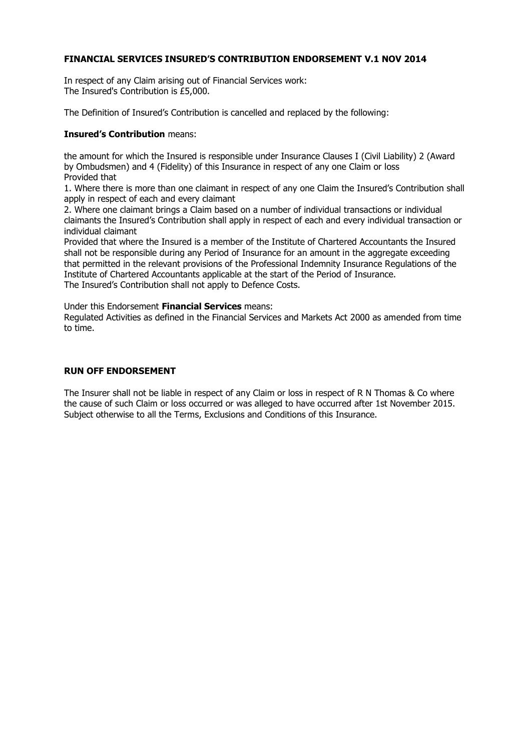## FINANCIAL SERVICES INSURED'S CONTRIBUTION ENDORSEMENT V.1 NOV 2014

In respect of any Claim arising out of Financial Services work:
The Insured's Contribution is £5,000.

The Definition of Insured's Contribution is cancelled and replaced by the following:

**Insured's Contribution** means:

the amount for which the Insured is responsible under Insurance Clauses I (Civil Liability) 2 (Award by Ombudsmen) and 4 (Fidelity) of this Insurance in respect of any one Claim or loss
Provided that

1. Where there is more than one claimant in respect of any one Claim the Insured's Contribution shall apply in respect of each and every claimant
2. Where one claimant brings a Claim based on a number of individual transactions or individual claimants the Insured's Contribution shall apply in respect of each and every individual transaction or individual claimant

Provided that where the Insured is a member of the Institute of Chartered Accountants the Insured shall not be responsible during any Period of Insurance for an amount in the aggregate exceeding that permitted in the relevant provisions of the Professional Indemnity Insurance Regulations of the Institute of Chartered Accountants applicable at the start of the Period of Insurance.
The Insured's Contribution shall not apply to Defence Costs.

Under this Endorsement **Financial Services** means:
Regulated Activities as defined in the Financial Services and Markets Act 2000 as amended from time to time.

## RUN OFF ENDORSEMENT

The Insurer shall not be liable in respect of any Claim or loss in respect of R N Thomas & Co where the cause of such Claim or loss occurred or was alleged to have occurred after 1st November 2015.
Subject otherwise to all the Terms, Exclusions and Conditions of this Insurance.